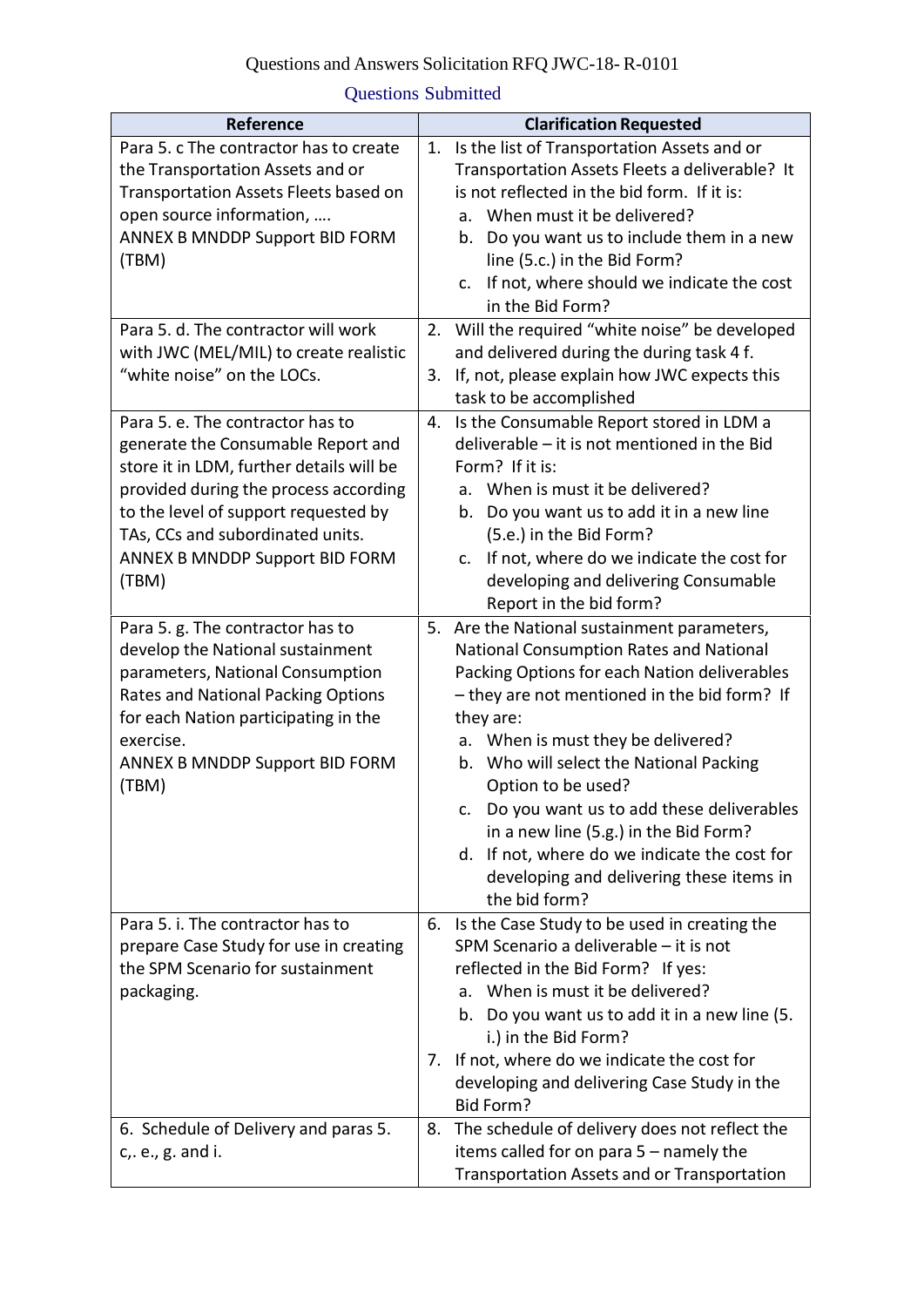Questions and Answers Solicitation RFQ JWC-18- R-0101

Questions Submitted

| Reference | Clarification Requested |
|---|---|
| Para 5. c The contractor has to create the Transportation Assets and or Transportation Assets Fleets based on open source information, ….<br>ANNEX B MNDDP Support BID FORM (TBM) | 1. Is the list of Transportation Assets and or Transportation Assets Fleets a deliverable? It is not reflected in the bid form. If it is:<br>a. When must it be delivered?<br>b. Do you want us to include them in a new line (5.c.) in the Bid Form?<br>c. If not, where should we indicate the cost in the Bid Form? |
| Para 5. d. The contractor will work with JWC (MEL/MIL) to create realistic "white noise" on the LOCs. | 2. Will the required "white noise" be developed and delivered during the during task 4 f.<br>3. If, not, please explain how JWC expects this task to be accomplished |
| Para 5. e. The contractor has to generate the Consumable Report and store it in LDM, further details will be provided during the process according to the level of support requested by TAs, CCs and subordinated units.<br>ANNEX B MNDDP Support BID FORM (TBM) | 4. Is the Consumable Report stored in LDM a deliverable – it is not mentioned in the Bid Form? If it is:<br>a. When is must it be delivered?<br>b. Do you want us to add it in a new line (5.e.) in the Bid Form?<br>c. If not, where do we indicate the cost for developing and delivering Consumable Report in the bid form? |
| Para 5. g. The contractor has to develop the National sustainment parameters, National Consumption Rates and National Packing Options for each Nation participating in the exercise.<br>ANNEX B MNDDP Support BID FORM (TBM) | 5. Are the National sustainment parameters, National Consumption Rates and National Packing Options for each Nation deliverables – they are not mentioned in the bid form? If they are:<br>a. When is must they be delivered?<br>b. Who will select the National Packing Option to be used?<br>c. Do you want us to add these deliverables in a new line (5.g.) in the Bid Form?<br>d. If not, where do we indicate the cost for developing and delivering these items in the bid form? |
| Para 5. i. The contractor has to prepare Case Study for use in creating the SPM Scenario for sustainment packaging. | 6. Is the Case Study to be used in creating the SPM Scenario a deliverable – it is not reflected in the Bid Form? If yes:<br>a. When is must it be delivered?<br>b. Do you want us to add it in a new line (5. i.) in the Bid Form?<br>7. If not, where do we indicate the cost for developing and delivering Case Study in the Bid Form? |
| 6. Schedule of Delivery and paras 5. c,. e., g. and i. | 8. The schedule of delivery does not reflect the items called for on para 5 – namely the Transportation Assets and or Transportation |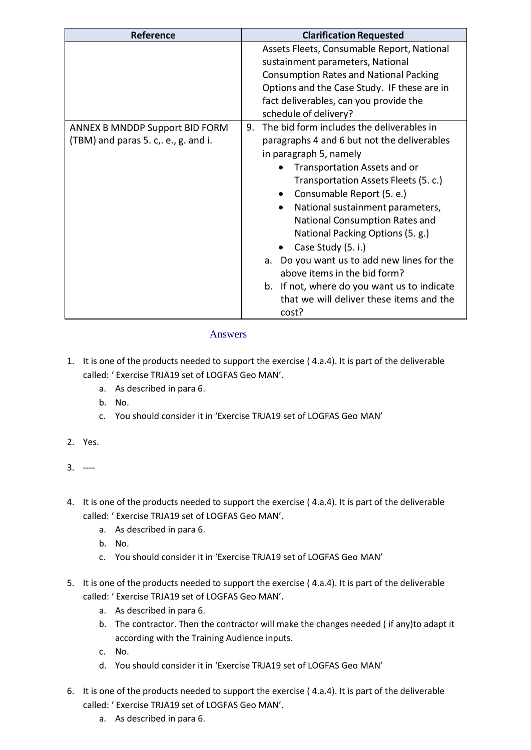| Reference | Clarification Requested |
|---|---|
| | Assets Fleets, Consumable Report, National sustainment parameters, National Consumption Rates and National Packing Options and the Case Study. IF these are in fact deliverables, can you provide the schedule of delivery? |
| ANNEX B MNDDP Support BID FORM (TBM) and paras 5. c,. e., g. and i. | 9. The bid form includes the deliverables in paragraphs 4 and 6 but not the deliverables in paragraph 5, namely<br>• Transportation Assets and or Transportation Assets Fleets (5. c.)<br>• Consumable Report (5. e.)<br>• National sustainment parameters, National Consumption Rates and National Packing Options (5. g.)<br>• Case Study (5. i.)<br>a. Do you want us to add new lines for the above items in the bid form?<br>b. If not, where do you want us to indicate that we will deliver these items and the cost? |

## Answers

1. It is one of the products needed to support the exercise ( 4.a.4). It is part of the deliverable called: ' Exercise TRJA19 set of LOGFAS Geo MAN'.
   a. As described in para 6.
   b. No.
   c. You should consider it in 'Exercise TRJA19 set of LOGFAS Geo MAN'

2. Yes.

3. ----

4. It is one of the products needed to support the exercise ( 4.a.4). It is part of the deliverable called: ' Exercise TRJA19 set of LOGFAS Geo MAN'.
   a. As described in para 6.
   b. No.
   c. You should consider it in 'Exercise TRJA19 set of LOGFAS Geo MAN'

5. It is one of the products needed to support the exercise ( 4.a.4). It is part of the deliverable called: ' Exercise TRJA19 set of LOGFAS Geo MAN'.
   a. As described in para 6.
   b. The contractor. Then the contractor will make the changes needed ( if any)to adapt it according with the Training Audience inputs.
   c. No.
   d. You should consider it in 'Exercise TRJA19 set of LOGFAS Geo MAN'

6. It is one of the products needed to support the exercise ( 4.a.4). It is part of the deliverable called: ' Exercise TRJA19 set of LOGFAS Geo MAN'.
   a. As described in para 6.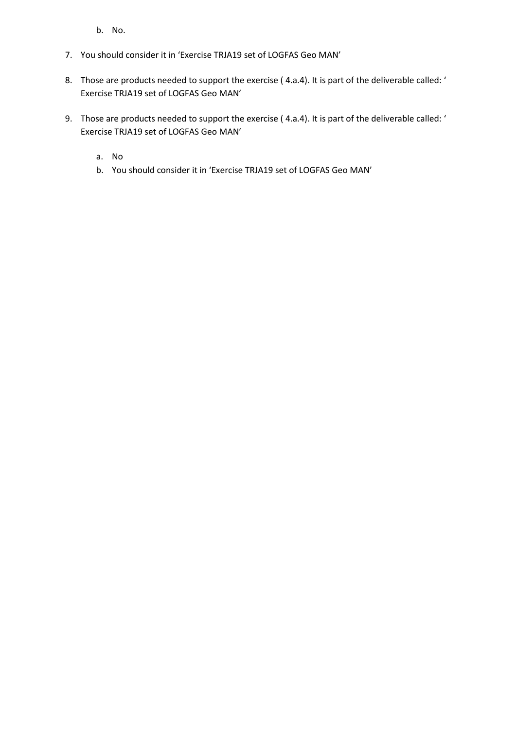b. No.

7. You should consider it in 'Exercise TRJA19 set of LOGFAS Geo MAN'

8. Those are products needed to support the exercise ( 4.a.4). It is part of the deliverable called: ' Exercise TRJA19 set of LOGFAS Geo MAN'

9. Those are products needed to support the exercise ( 4.a.4). It is part of the deliverable called: ' Exercise TRJA19 set of LOGFAS Geo MAN'

   a. No
   b. You should consider it in 'Exercise TRJA19 set of LOGFAS Geo MAN'